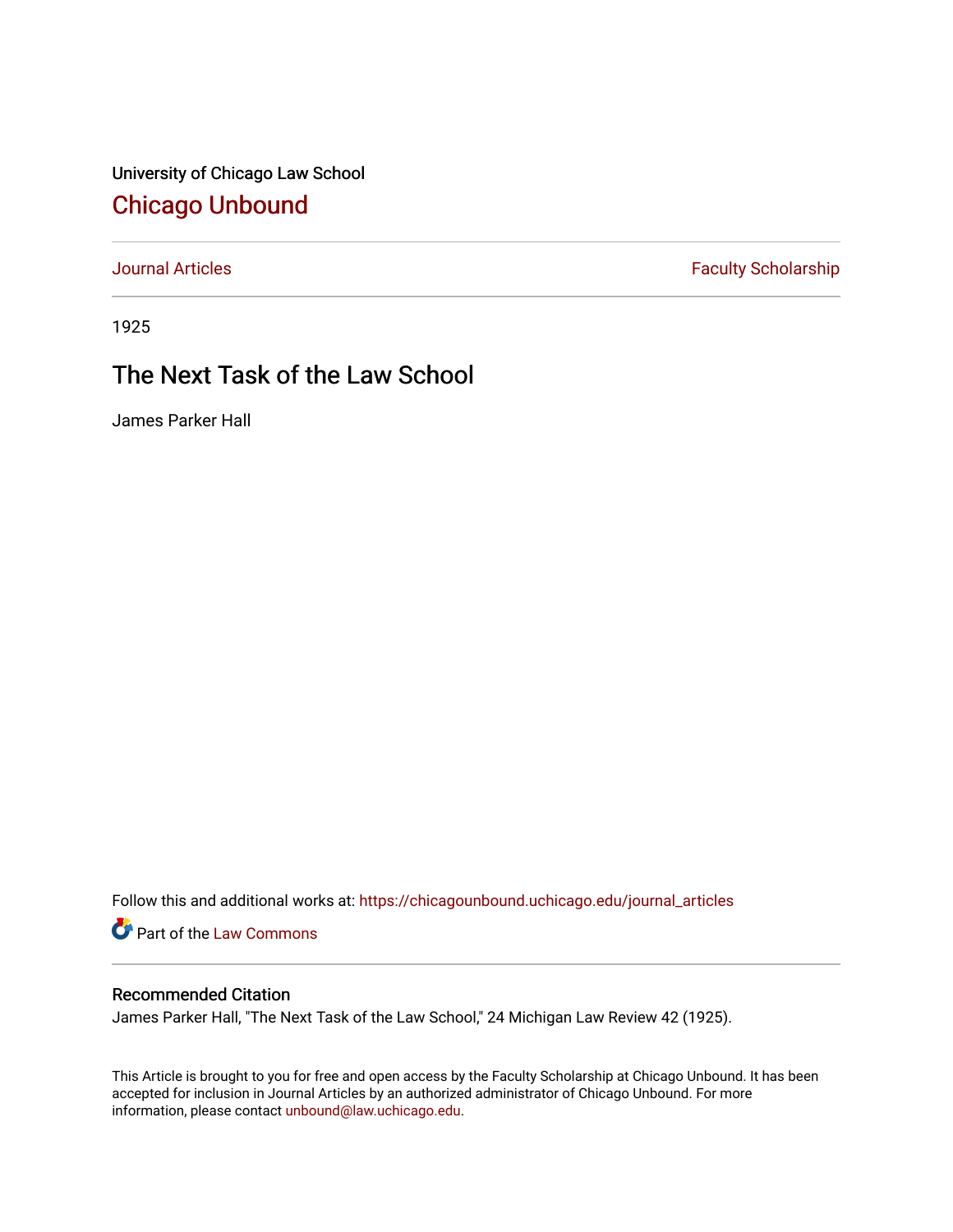University of Chicago Law School

# Chicago Unbound

Journal Articles | Faculty Scholarship

1925

## The Next Task of the Law School

James Parker Hall

Follow this and additional works at: https://chicagounbound.uchicago.edu/journal_articles

Part of the Law Commons

### Recommended Citation

James Parker Hall, "The Next Task of the Law School," 24 Michigan Law Review 42 (1925).

This Article is brought to you for free and open access by the Faculty Scholarship at Chicago Unbound. It has been accepted for inclusion in Journal Articles by an authorized administrator of Chicago Unbound. For more information, please contact unbound@law.uchicago.edu.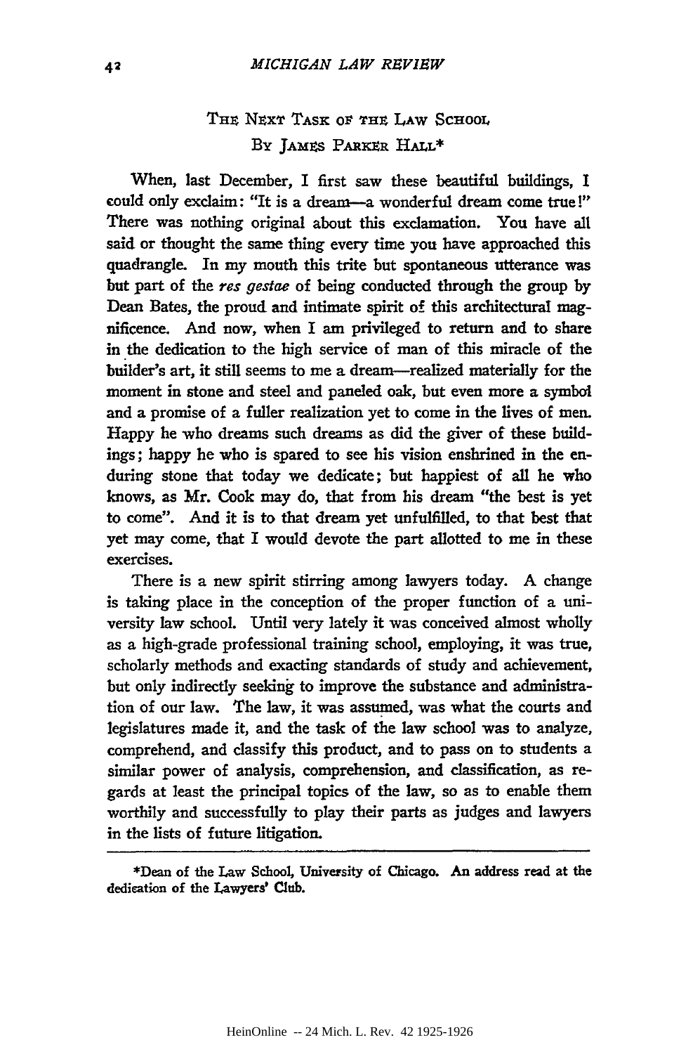# THE NEXT TASK OF THE LAW SCHOOL

BY JAMES PARKER HALL*

When, last December, I first saw these beautiful buildings, I could only exclaim: "It is a dream—a wonderful dream come true!" There was nothing original about this exclamation. You have all said or thought the same thing every time you have approached this quadrangle. In my mouth this trite but spontaneous utterance was but part of the *res gestae* of being conducted through the group by Dean Bates, the proud and intimate spirit of this architectural magnificence. And now, when I am privileged to return and to share in the dedication to the high service of man of this miracle of the builder's art, it still seems to me a dream—realized materially for the moment in stone and steel and paneled oak, but even more a symbol and a promise of a fuller realization yet to come in the lives of men. Happy he who dreams such dreams as did the giver of these buildings; happy he who is spared to see his vision enshrined in the enduring stone that today we dedicate; but happiest of all he who knows, as Mr. Cook may do, that from his dream "the best is yet to come". And it is to that dream yet unfulfilled, to that best that yet may come, that I would devote the part allotted to me in these exercises.

There is a new spirit stirring among lawyers today. A change is taking place in the conception of the proper function of a university law school. Until very lately it was conceived almost wholly as a high-grade professional training school, employing, it was true, scholarly methods and exacting standards of study and achievement, but only indirectly seeking to improve the substance and administration of our law. The law, it was assumed, was what the courts and legislatures made it, and the task of the law school was to analyze, comprehend, and classify this product, and to pass on to students a similar power of analysis, comprehension, and classification, as regards at least the principal topics of the law, so as to enable them worthily and successfully to play their parts as judges and lawyers in the lists of future litigation.

---

*Dean of the Law School, University of Chicago. An address read at the dedication of the Lawyers' Club.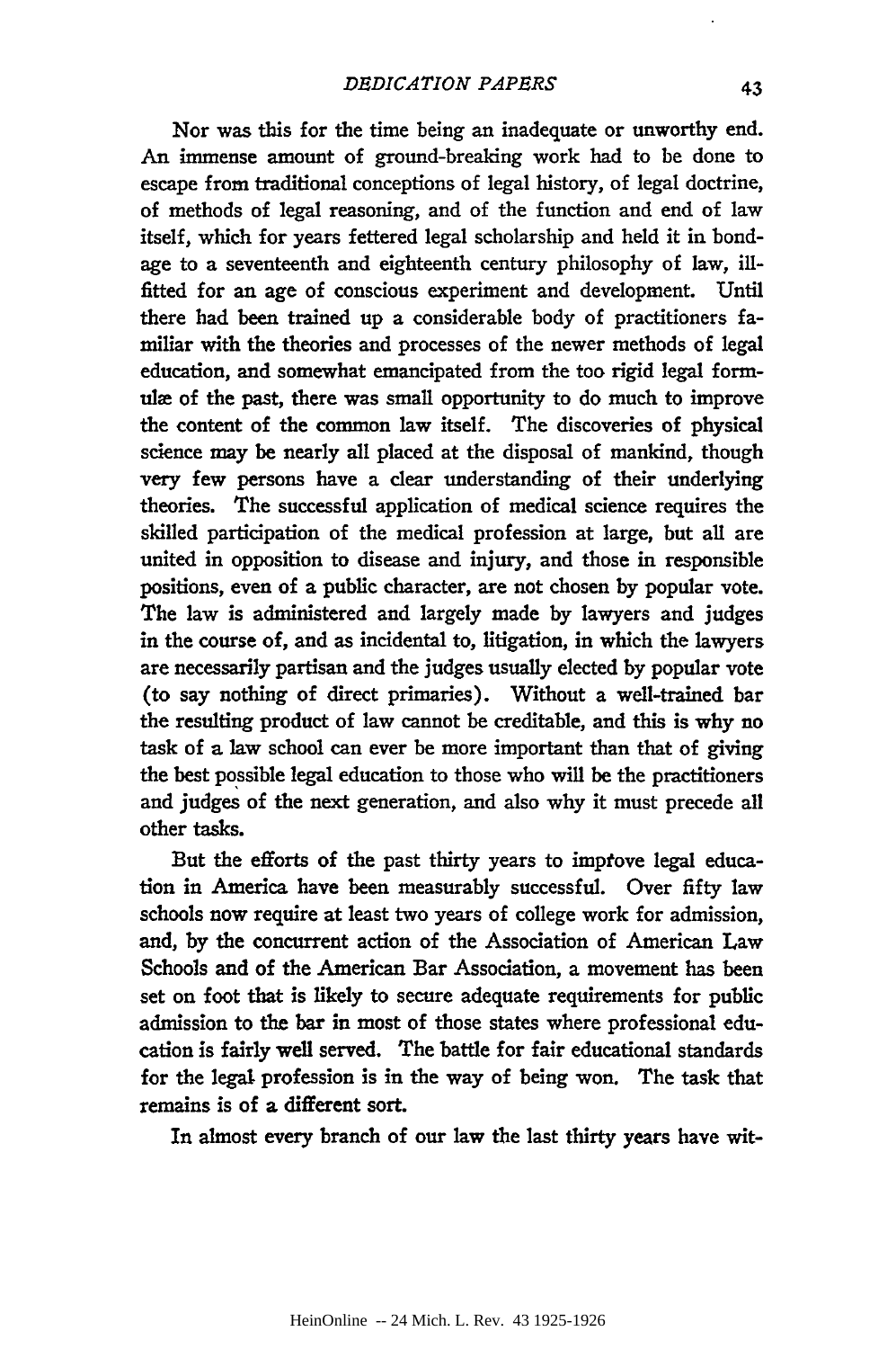Nor was this for the time being an inadequate or unworthy end. An immense amount of ground-breaking work had to be done to escape from traditional conceptions of legal history, of legal doctrine, of methods of legal reasoning, and of the function and end of law itself, which for years fettered legal scholarship and held it in bondage to a seventeenth and eighteenth century philosophy of law, ill-fitted for an age of conscious experiment and development. Until there had been trained up a considerable body of practitioners familiar with the theories and processes of the newer methods of legal education, and somewhat emancipated from the too rigid legal formulæ of the past, there was small opportunity to do much to improve the content of the common law itself. The discoveries of physical science may be nearly all placed at the disposal of mankind, though very few persons have a clear understanding of their underlying theories. The successful application of medical science requires the skilled participation of the medical profession at large, but all are united in opposition to disease and injury, and those in responsible positions, even of a public character, are not chosen by popular vote. The law is administered and largely made by lawyers and judges in the course of, and as incidental to, litigation, in which the lawyers are necessarily partisan and the judges usually elected by popular vote (to say nothing of direct primaries). Without a well-trained bar the resulting product of law cannot be creditable, and this is why no task of a law school can ever be more important than that of giving the best possible legal education to those who will be the practitioners and judges of the next generation, and also why it must precede all other tasks.

But the efforts of the past thirty years to improve legal education in America have been measurably successful. Over fifty law schools now require at least two years of college work for admission, and, by the concurrent action of the Association of American Law Schools and of the American Bar Association, a movement has been set on foot that is likely to secure adequate requirements for public admission to the bar in most of those states where professional education is fairly well served. The battle for fair educational standards for the legal profession is in the way of being won. The task that remains is of a different sort.

In almost every branch of our law the last thirty years have wit-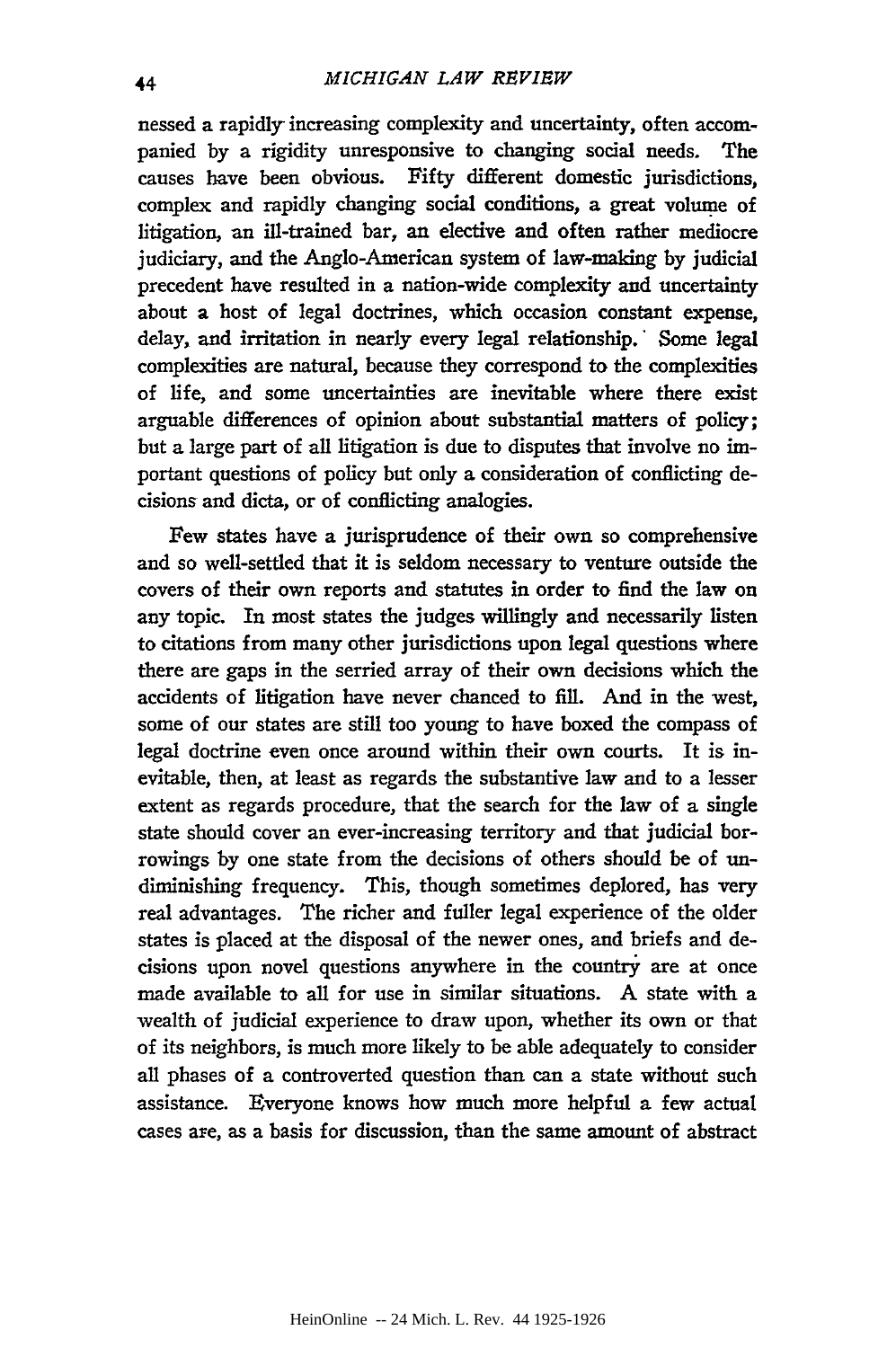nessed a rapidly increasing complexity and uncertainty, often accompanied by a rigidity unresponsive to changing social needs. The causes have been obvious. Fifty different domestic jurisdictions, complex and rapidly changing social conditions, a great volume of litigation, an ill-trained bar, an elective and often rather mediocre judiciary, and the Anglo-American system of law-making by judicial precedent have resulted in a nation-wide complexity and uncertainty about a host of legal doctrines, which occasion constant expense, delay, and irritation in nearly every legal relationship. Some legal complexities are natural, because they correspond to the complexities of life, and some uncertainties are inevitable where there exist arguable differences of opinion about substantial matters of policy; but a large part of all litigation is due to disputes that involve no important questions of policy but only a consideration of conflicting decisions and dicta, or of conflicting analogies.

Few states have a jurisprudence of their own so comprehensive and so well-settled that it is seldom necessary to venture outside the covers of their own reports and statutes in order to find the law on any topic. In most states the judges willingly and necessarily listen to citations from many other jurisdictions upon legal questions where there are gaps in the serried array of their own decisions which the accidents of litigation have never chanced to fill. And in the west, some of our states are still too young to have boxed the compass of legal doctrine even once around within their own courts. It is inevitable, then, at least as regards the substantive law and to a lesser extent as regards procedure, that the search for the law of a single state should cover an ever-increasing territory and that judicial borrowings by one state from the decisions of others should be of undiminishing frequency. This, though sometimes deplored, has very real advantages. The richer and fuller legal experience of the older states is placed at the disposal of the newer ones, and briefs and decisions upon novel questions anywhere in the country are at once made available to all for use in similar situations. A state with a wealth of judicial experience to draw upon, whether its own or that of its neighbors, is much more likely to be able adequately to consider all phases of a controverted question than can a state without such assistance. Everyone knows how much more helpful a few actual cases are, as a basis for discussion, than the same amount of abstract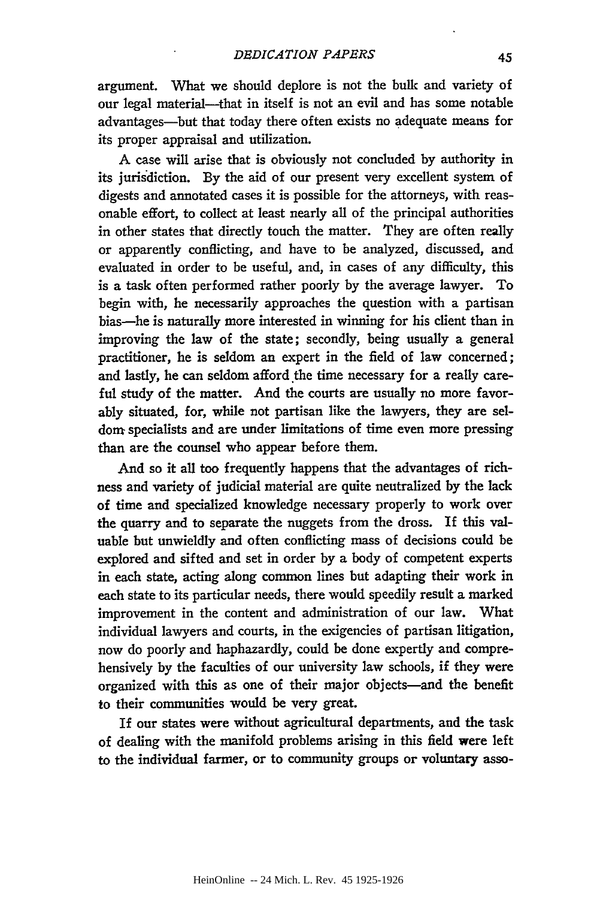argument. What we should deplore is not the bulk and variety of our legal material—that in itself is not an evil and has some notable advantages—but that today there often exists no adequate means for its proper appraisal and utilization.

A case will arise that is obviously not concluded by authority in its jurisdiction. By the aid of our present very excellent system of digests and annotated cases it is possible for the attorneys, with reasonable effort, to collect at least nearly all of the principal authorities in other states that directly touch the matter. They are often really or apparently conflicting, and have to be analyzed, discussed, and evaluated in order to be useful, and, in cases of any difficulty, this is a task often performed rather poorly by the average lawyer. To begin with, he necessarily approaches the question with a partisan bias—he is naturally more interested in winning for his client than in improving the law of the state; secondly, being usually a general practitioner, he is seldom an expert in the field of law concerned; and lastly, he can seldom afford the time necessary for a really careful study of the matter. And the courts are usually no more favorably situated, for, while not partisan like the lawyers, they are seldom specialists and are under limitations of time even more pressing than are the counsel who appear before them.

And so it all too frequently happens that the advantages of richness and variety of judicial material are quite neutralized by the lack of time and specialized knowledge necessary properly to work over the quarry and to separate the nuggets from the dross. If this valuable but unwieldly and often conflicting mass of decisions could be explored and sifted and set in order by a body of competent experts in each state, acting along common lines but adapting their work in each state to its particular needs, there would speedily result a marked improvement in the content and administration of our law. What individual lawyers and courts, in the exigencies of partisan litigation, now do poorly and haphazardly, could be done expertly and comprehensively by the faculties of our university law schools, if they were organized with this as one of their major objects—and the benefit to their communities would be very great.

If our states were without agricultural departments, and the task of dealing with the manifold problems arising in this field were left to the individual farmer, or to community groups or voluntary asso-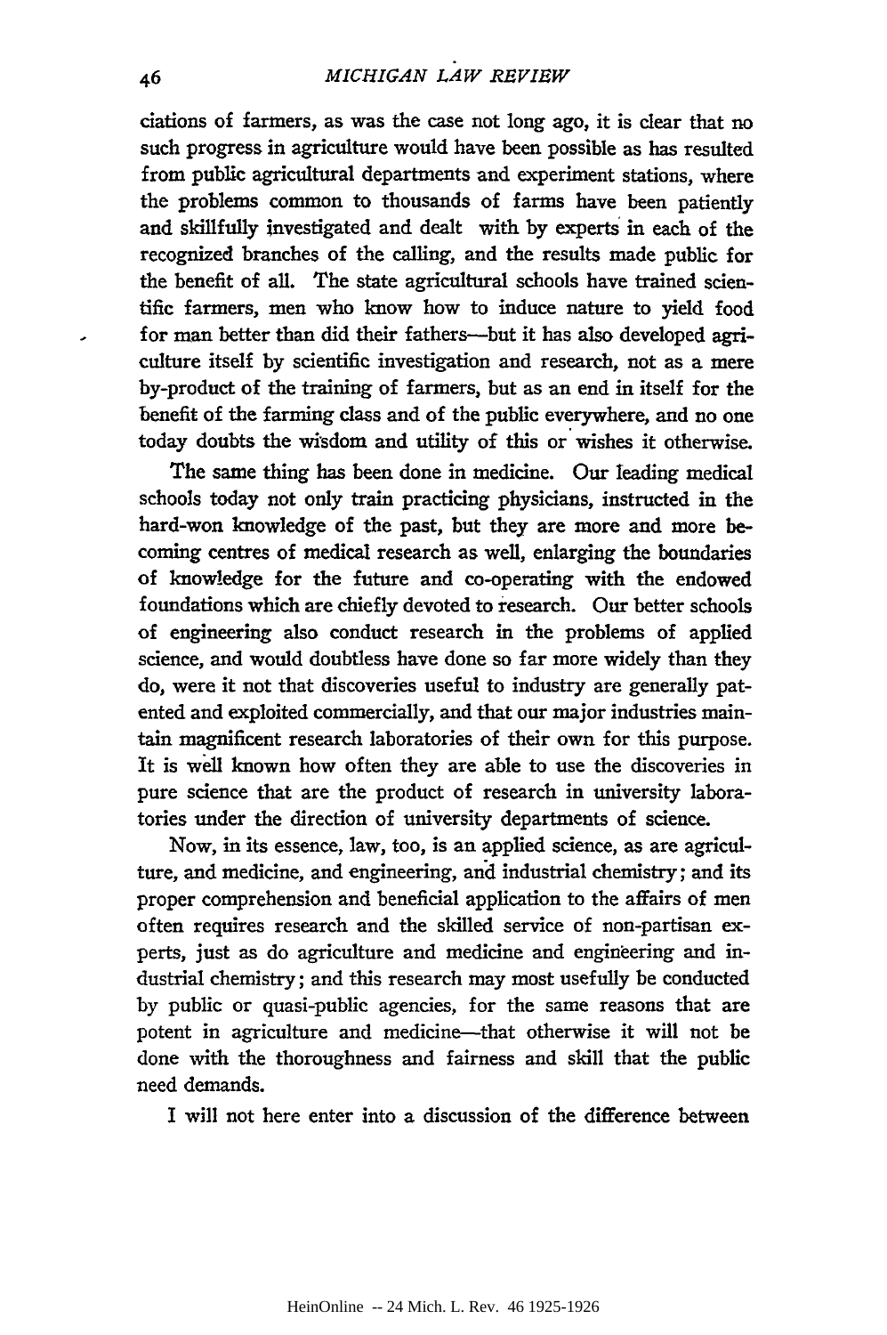ciations of farmers, as was the case not long ago, it is clear that no such progress in agriculture would have been possible as has resulted from public agricultural departments and experiment stations, where the problems common to thousands of farms have been patiently and skillfully investigated and dealt with by experts in each of the recognized branches of the calling, and the results made public for the benefit of all. The state agricultural schools have trained scientific farmers, men who know how to induce nature to yield food for man better than did their fathers—but it has also developed agriculture itself by scientific investigation and research, not as a mere by-product of the training of farmers, but as an end in itself for the benefit of the farming class and of the public everywhere, and no one today doubts the wisdom and utility of this or wishes it otherwise.

The same thing has been done in medicine. Our leading medical schools today not only train practicing physicians, instructed in the hard-won knowledge of the past, but they are more and more becoming centres of medical research as well, enlarging the boundaries of knowledge for the future and co-operating with the endowed foundations which are chiefly devoted to research. Our better schools of engineering also conduct research in the problems of applied science, and would doubtless have done so far more widely than they do, were it not that discoveries useful to industry are generally patented and exploited commercially, and that our major industries maintain magnificent research laboratories of their own for this purpose. It is well known how often they are able to use the discoveries in pure science that are the product of research in university laboratories under the direction of university departments of science.

Now, in its essence, law, too, is an applied science, as are agriculture, and medicine, and engineering, and industrial chemistry; and its proper comprehension and beneficial application to the affairs of men often requires research and the skilled service of non-partisan experts, just as do agriculture and medicine and engineering and industrial chemistry; and this research may most usefully be conducted by public or quasi-public agencies, for the same reasons that are potent in agriculture and medicine—that otherwise it will not be done with the thoroughness and fairness and skill that the public need demands.

I will not here enter into a discussion of the difference between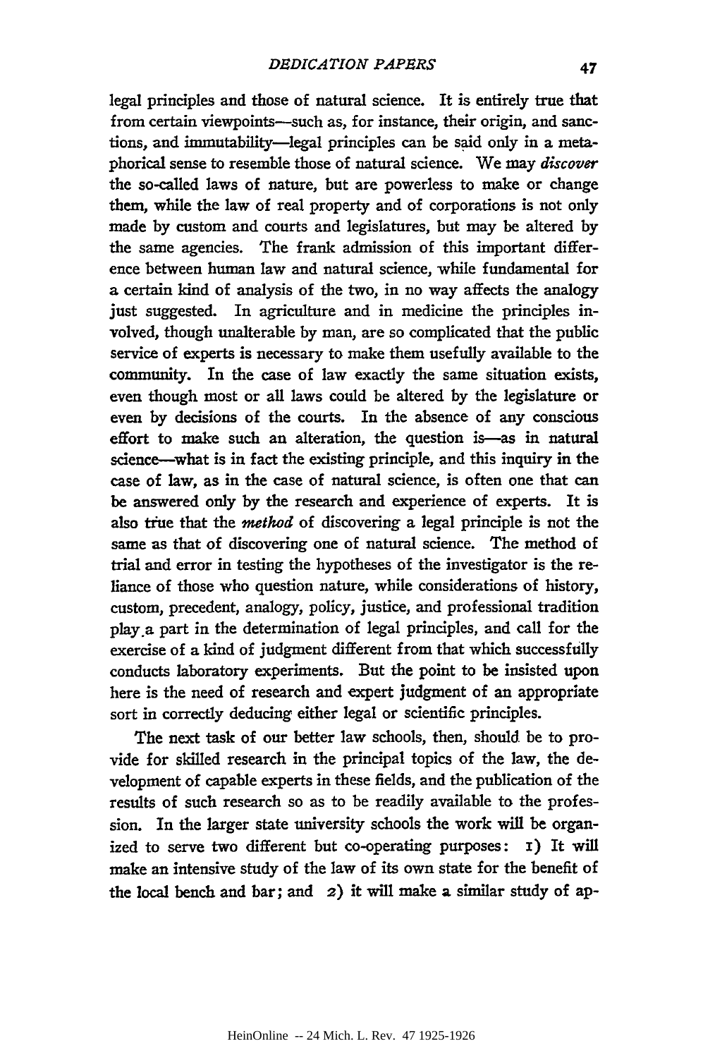legal principles and those of natural science. It is entirely true that from certain viewpoints—such as, for instance, their origin, and sanctions, and immutability—legal principles can be said only in a metaphorical sense to resemble those of natural science. We may *discover* the so-called laws of nature, but are powerless to make or change them, while the law of real property and of corporations is not only made by custom and courts and legislatures, but may be altered by the same agencies. The frank admission of this important difference between human law and natural science, while fundamental for a certain kind of analysis of the two, in no way affects the analogy just suggested. In agriculture and in medicine the principles involved, though unalterable by man, are so complicated that the public service of experts is necessary to make them usefully available to the community. In the case of law exactly the same situation exists, even though most or all laws could be altered by the legislature or even by decisions of the courts. In the absence of any conscious effort to make such an alteration, the question is—as in natural science—what is in fact the existing principle, and this inquiry in the case of law, as in the case of natural science, is often one that can be answered only by the research and experience of experts. It is also true that the *method* of discovering a legal principle is not the same as that of discovering one of natural science. The method of trial and error in testing the hypotheses of the investigator is the reliance of those who question nature, while considerations of history, custom, precedent, analogy, policy, justice, and professional tradition play a part in the determination of legal principles, and call for the exercise of a kind of judgment different from that which successfully conducts laboratory experiments. But the point to be insisted upon here is the need of research and expert judgment of an appropriate sort in correctly deducing either legal or scientific principles.

The next task of our better law schools, then, should be to provide for skilled research in the principal topics of the law, the development of capable experts in these fields, and the publication of the results of such research so as to be readily available to the profession. In the larger state university schools the work will be organized to serve two different but co-operating purposes: 1) It will make an intensive study of the law of its own state for the benefit of the local bench and bar; and 2) it will make a similar study of ap-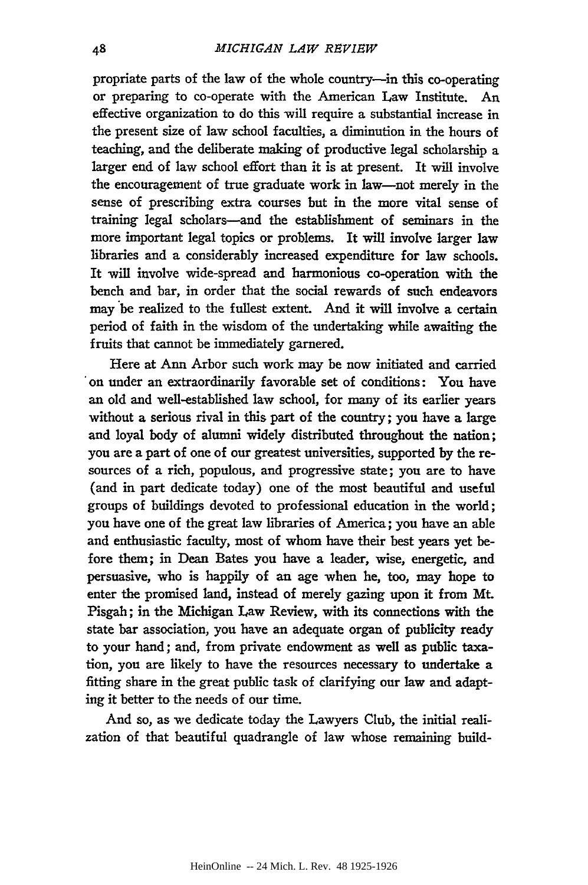propriate parts of the law of the whole country—in this co-operating or preparing to co-operate with the American Law Institute. An effective organization to do this will require a substantial increase in the present size of law school faculties, a diminution in the hours of teaching, and the deliberate making of productive legal scholarship a larger end of law school effort than it is at present. It will involve the encouragement of true graduate work in law—not merely in the sense of prescribing extra courses but in the more vital sense of training legal scholars—and the establishment of seminars in the more important legal topics or problems. It will involve larger law libraries and a considerably increased expenditure for law schools. It will involve wide-spread and harmonious co-operation with the bench and bar, in order that the social rewards of such endeavors may be realized to the fullest extent. And it will involve a certain period of faith in the wisdom of the undertaking while awaiting the fruits that cannot be immediately garnered.

Here at Ann Arbor such work may be now initiated and carried on under an extraordinarily favorable set of conditions: You have an old and well-established law school, for many of its earlier years without a serious rival in this part of the country; you have a large and loyal body of alumni widely distributed throughout the nation; you are a part of one of our greatest universities, supported by the resources of a rich, populous, and progressive state; you are to have (and in part dedicate today) one of the most beautiful and useful groups of buildings devoted to professional education in the world; you have one of the great law libraries of America; you have an able and enthusiastic faculty, most of whom have their best years yet before them; in Dean Bates you have a leader, wise, energetic, and persuasive, who is happily of an age when he, too, may hope to enter the promised land, instead of merely gazing upon it from Mt. Pisgah; in the Michigan Law Review, with its connections with the state bar association, you have an adequate organ of publicity ready to your hand; and, from private endowment as well as public taxation, you are likely to have the resources necessary to undertake a fitting share in the great public task of clarifying our law and adapting it better to the needs of our time.

And so, as we dedicate today the Lawyers Club, the initial realization of that beautiful quadrangle of law whose remaining build-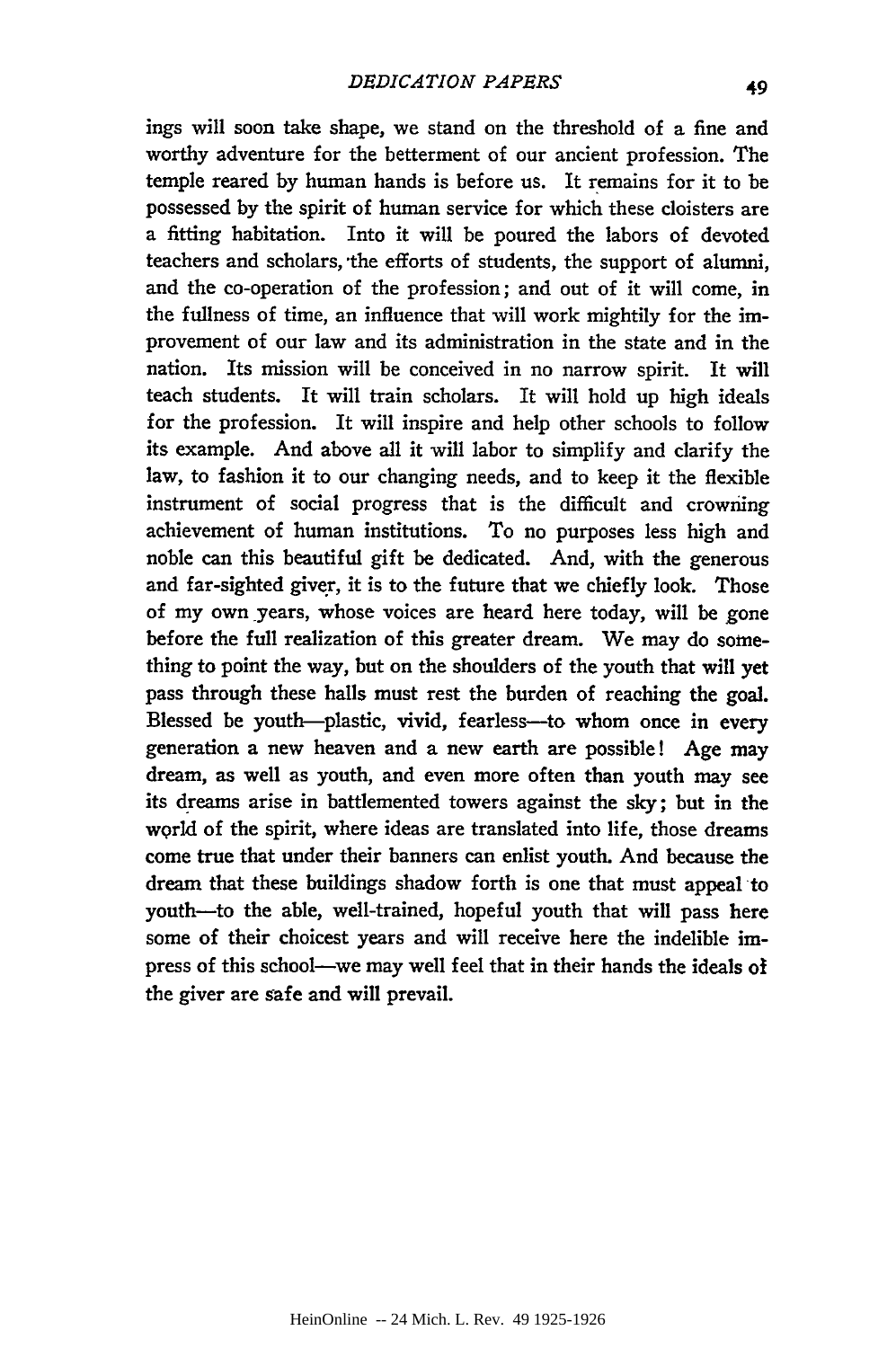ings will soon take shape, we stand on the threshold of a fine and worthy adventure for the betterment of our ancient profession. The temple reared by human hands is before us. It remains for it to be possessed by the spirit of human service for which these cloisters are a fitting habitation. Into it will be poured the labors of devoted teachers and scholars, the efforts of students, the support of alumni, and the co-operation of the profession; and out of it will come, in the fullness of time, an influence that will work mightily for the improvement of our law and its administration in the state and in the nation. Its mission will be conceived in no narrow spirit. It will teach students. It will train scholars. It will hold up high ideals for the profession. It will inspire and help other schools to follow its example. And above all it will labor to simplify and clarify the law, to fashion it to our changing needs, and to keep it the flexible instrument of social progress that is the difficult and crowning achievement of human institutions. To no purposes less high and noble can this beautiful gift be dedicated. And, with the generous and far-sighted giver, it is to the future that we chiefly look. Those of my own years, whose voices are heard here today, will be gone before the full realization of this greater dream. We may do something to point the way, but on the shoulders of the youth that will yet pass through these halls must rest the burden of reaching the goal. Blessed be youth—plastic, vivid, fearless—to whom once in every generation a new heaven and a new earth are possible! Age may dream, as well as youth, and even more often than youth may see its dreams arise in battlemented towers against the sky; but in the world of the spirit, where ideas are translated into life, those dreams come true that under their banners can enlist youth. And because the dream that these buildings shadow forth is one that must appeal to youth—to the able, well-trained, hopeful youth that will pass here some of their choicest years and will receive here the indelible impress of this school—we may well feel that in their hands the ideals of the giver are safe and will prevail.